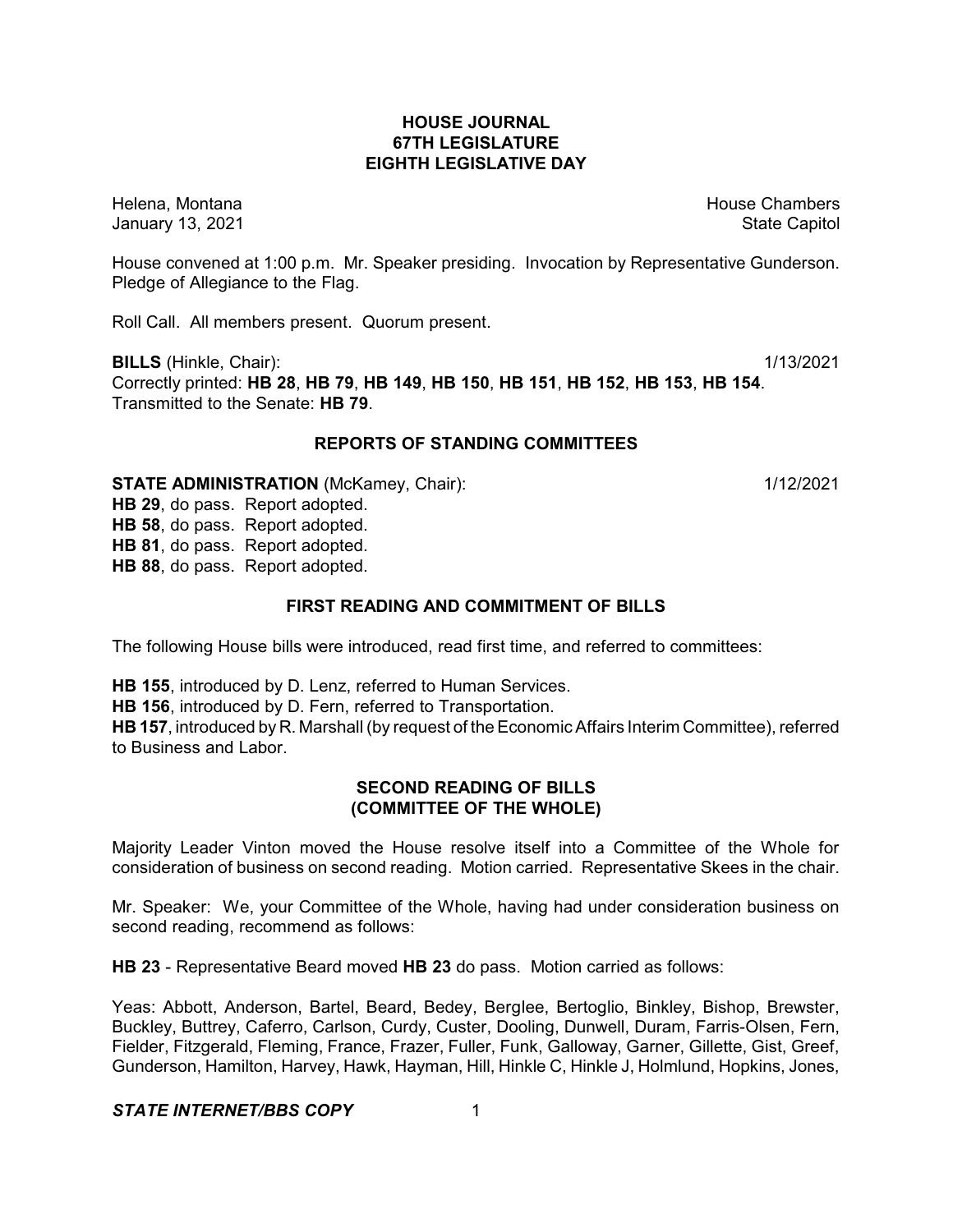# HOUSE JOURNAL
# 67TH LEGISLATURE
# EIGHTH LEGISLATIVE DAY

Helena, Montana
January 13, 2021

House Chambers
State Capitol

House convened at 1:00 p.m. Mr. Speaker presiding. Invocation by Representative Gunderson. Pledge of Allegiance to the Flag.

Roll Call. All members present. Quorum present.

**BILLS** (Hinkle, Chair): 1/13/2021
Correctly printed: **HB 28**, **HB 79**, **HB 149**, **HB 150**, **HB 151**, **HB 152**, **HB 153**, **HB 154**.
Transmitted to the Senate: **HB 79**.

## REPORTS OF STANDING COMMITTEES

**STATE ADMINISTRATION** (McKamey, Chair): 1/12/2021
**HB 29**, do pass. Report adopted.
**HB 58**, do pass. Report adopted.
**HB 81**, do pass. Report adopted.
**HB 88**, do pass. Report adopted.

## FIRST READING AND COMMITMENT OF BILLS

The following House bills were introduced, read first time, and referred to committees:

**HB 155**, introduced by D. Lenz, referred to Human Services.
**HB 156**, introduced by D. Fern, referred to Transportation.
**HB 157**, introduced by R. Marshall (by request of the Economic Affairs Interim Committee), referred to Business and Labor.

## SECOND READING OF BILLS
## (COMMITTEE OF THE WHOLE)

Majority Leader Vinton moved the House resolve itself into a Committee of the Whole for consideration of business on second reading. Motion carried. Representative Skees in the chair.

Mr. Speaker: We, your Committee of the Whole, having had under consideration business on second reading, recommend as follows:

**HB 23** - Representative Beard moved **HB 23** do pass. Motion carried as follows:

Yeas: Abbott, Anderson, Bartel, Beard, Bedey, Berglee, Bertoglio, Binkley, Bishop, Brewster, Buckley, Buttrey, Caferro, Carlson, Curdy, Custer, Dooling, Dunwell, Duram, Farris-Olsen, Fern, Fielder, Fitzgerald, Fleming, France, Frazer, Fuller, Funk, Galloway, Garner, Gillette, Gist, Greef, Gunderson, Hamilton, Harvey, Hawk, Hayman, Hill, Hinkle C, Hinkle J, Holmlund, Hopkins, Jones,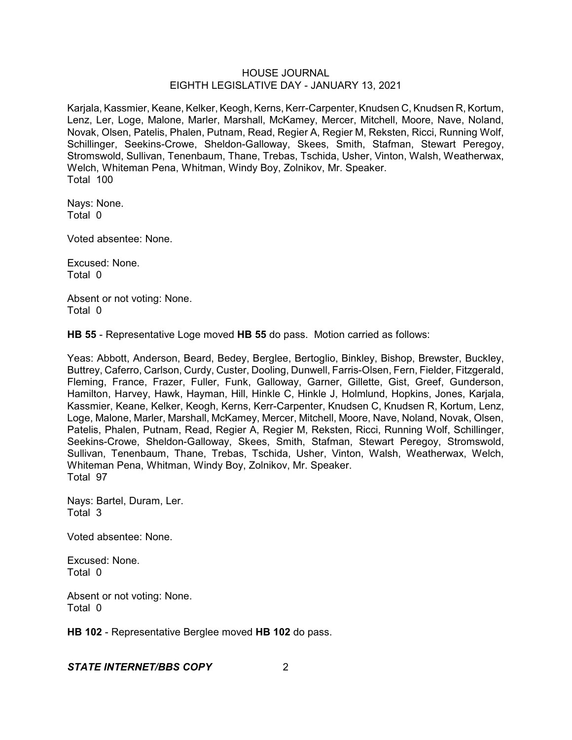Karjala, Kassmier, Keane, Kelker, Keogh, Kerns, Kerr-Carpenter, Knudsen C, Knudsen R, Kortum, Lenz, Ler, Loge, Malone, Marler, Marshall, McKamey, Mercer, Mitchell, Moore, Nave, Noland, Novak, Olsen, Patelis, Phalen, Putnam, Read, Regier A, Regier M, Reksten, Ricci, Running Wolf, Schillinger, Seekins-Crowe, Sheldon-Galloway, Skees, Smith, Stafman, Stewart Peregoy, Stromswold, Sullivan, Tenenbaum, Thane, Trebas, Tschida, Usher, Vinton, Walsh, Weatherwax, Welch, Whiteman Pena, Whitman, Windy Boy, Zolnikov, Mr. Speaker.
Total 100

Nays: None.
Total 0

Voted absentee: None.

Excused: None.
Total 0

Absent or not voting: None.
Total 0

**HB 55** - Representative Loge moved **HB 55** do pass. Motion carried as follows:

Yeas: Abbott, Anderson, Beard, Bedey, Berglee, Bertoglio, Binkley, Bishop, Brewster, Buckley, Buttrey, Caferro, Carlson, Curdy, Custer, Dooling, Dunwell, Farris-Olsen, Fern, Fielder, Fitzgerald, Fleming, France, Frazer, Fuller, Funk, Galloway, Garner, Gillette, Gist, Greef, Gunderson, Hamilton, Harvey, Hawk, Hayman, Hill, Hinkle C, Hinkle J, Holmlund, Hopkins, Jones, Karjala, Kassmier, Keane, Kelker, Keogh, Kerns, Kerr-Carpenter, Knudsen C, Knudsen R, Kortum, Lenz, Loge, Malone, Marler, Marshall, McKamey, Mercer, Mitchell, Moore, Nave, Noland, Novak, Olsen, Patelis, Phalen, Putnam, Read, Regier A, Regier M, Reksten, Ricci, Running Wolf, Schillinger, Seekins-Crowe, Sheldon-Galloway, Skees, Smith, Stafman, Stewart Peregoy, Stromswold, Sullivan, Tenenbaum, Thane, Trebas, Tschida, Usher, Vinton, Walsh, Weatherwax, Welch, Whiteman Pena, Whitman, Windy Boy, Zolnikov, Mr. Speaker.
Total 97

Nays: Bartel, Duram, Ler.
Total 3

Voted absentee: None.

Excused: None.
Total 0

Absent or not voting: None.
Total 0

**HB 102** - Representative Berglee moved **HB 102** do pass.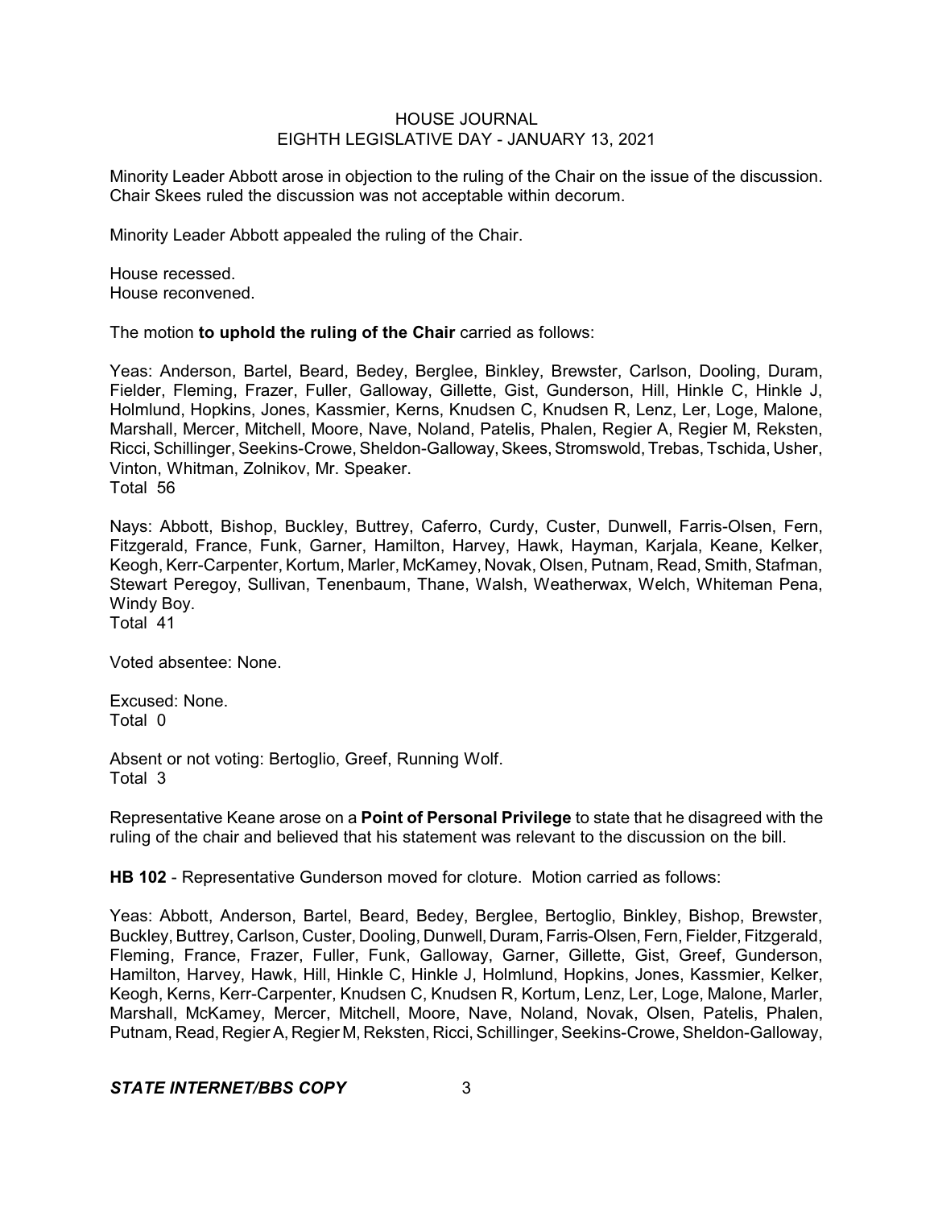Minority Leader Abbott arose in objection to the ruling of the Chair on the issue of the discussion. Chair Skees ruled the discussion was not acceptable within decorum.

Minority Leader Abbott appealed the ruling of the Chair.

House recessed.
House reconvened.

The motion **to uphold the ruling of the Chair** carried as follows:

Yeas: Anderson, Bartel, Beard, Bedey, Berglee, Binkley, Brewster, Carlson, Dooling, Duram, Fielder, Fleming, Frazer, Fuller, Galloway, Gillette, Gist, Gunderson, Hill, Hinkle C, Hinkle J, Holmlund, Hopkins, Jones, Kassmier, Kerns, Knudsen C, Knudsen R, Lenz, Ler, Loge, Malone, Marshall, Mercer, Mitchell, Moore, Nave, Noland, Patelis, Phalen, Regier A, Regier M, Reksten, Ricci, Schillinger, Seekins-Crowe, Sheldon-Galloway, Skees, Stromswold, Trebas, Tschida, Usher, Vinton, Whitman, Zolnikov, Mr. Speaker.
Total 56

Nays: Abbott, Bishop, Buckley, Buttrey, Caferro, Curdy, Custer, Dunwell, Farris-Olsen, Fern, Fitzgerald, France, Funk, Garner, Hamilton, Harvey, Hawk, Hayman, Karjala, Keane, Kelker, Keogh, Kerr-Carpenter, Kortum, Marler, McKamey, Novak, Olsen, Putnam, Read, Smith, Stafman, Stewart Peregoy, Sullivan, Tenenbaum, Thane, Walsh, Weatherwax, Welch, Whiteman Pena, Windy Boy.
Total 41

Voted absentee: None.

Excused: None.
Total 0

Absent or not voting: Bertoglio, Greef, Running Wolf.
Total 3

Representative Keane arose on a **Point of Personal Privilege** to state that he disagreed with the ruling of the chair and believed that his statement was relevant to the discussion on the bill.

**HB 102** - Representative Gunderson moved for cloture. Motion carried as follows:

Yeas: Abbott, Anderson, Bartel, Beard, Bedey, Berglee, Bertoglio, Binkley, Bishop, Brewster, Buckley, Buttrey, Carlson, Custer, Dooling, Dunwell, Duram, Farris-Olsen, Fern, Fielder, Fitzgerald, Fleming, France, Frazer, Fuller, Funk, Galloway, Garner, Gillette, Gist, Greef, Gunderson, Hamilton, Harvey, Hawk, Hill, Hinkle C, Hinkle J, Holmlund, Hopkins, Jones, Kassmier, Kelker, Keogh, Kerns, Kerr-Carpenter, Knudsen C, Knudsen R, Kortum, Lenz, Ler, Loge, Malone, Marler, Marshall, McKamey, Mercer, Mitchell, Moore, Nave, Noland, Novak, Olsen, Patelis, Phalen, Putnam, Read, Regier A, Regier M, Reksten, Ricci, Schillinger, Seekins-Crowe, Sheldon-Galloway,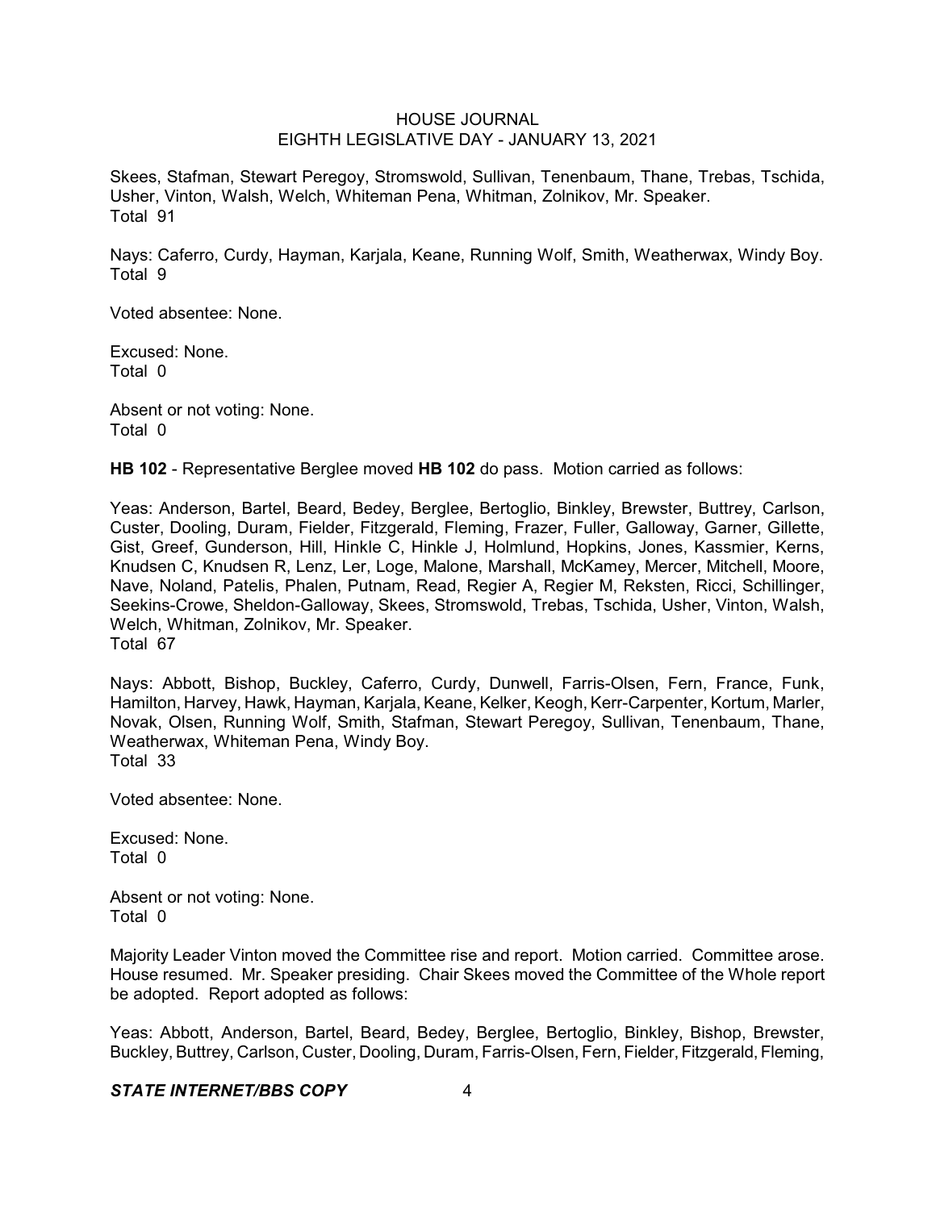Skees, Stafman, Stewart Peregoy, Stromswold, Sullivan, Tenenbaum, Thane, Trebas, Tschida, Usher, Vinton, Walsh, Welch, Whiteman Pena, Whitman, Zolnikov, Mr. Speaker.
Total 91

Nays: Caferro, Curdy, Hayman, Karjala, Keane, Running Wolf, Smith, Weatherwax, Windy Boy.
Total 9

Voted absentee: None.

Excused: None.
Total 0

Absent or not voting: None.
Total 0

**HB 102** - Representative Berglee moved **HB 102** do pass. Motion carried as follows:

Yeas: Anderson, Bartel, Beard, Bedey, Berglee, Bertoglio, Binkley, Brewster, Buttrey, Carlson, Custer, Dooling, Duram, Fielder, Fitzgerald, Fleming, Frazer, Fuller, Galloway, Garner, Gillette, Gist, Greef, Gunderson, Hill, Hinkle C, Hinkle J, Holmlund, Hopkins, Jones, Kassmier, Kerns, Knudsen C, Knudsen R, Lenz, Ler, Loge, Malone, Marshall, McKamey, Mercer, Mitchell, Moore, Nave, Noland, Patelis, Phalen, Putnam, Read, Regier A, Regier M, Reksten, Ricci, Schillinger, Seekins-Crowe, Sheldon-Galloway, Skees, Stromswold, Trebas, Tschida, Usher, Vinton, Walsh, Welch, Whitman, Zolnikov, Mr. Speaker.
Total 67

Nays: Abbott, Bishop, Buckley, Caferro, Curdy, Dunwell, Farris-Olsen, Fern, France, Funk, Hamilton, Harvey, Hawk, Hayman, Karjala, Keane, Kelker, Keogh, Kerr-Carpenter, Kortum, Marler, Novak, Olsen, Running Wolf, Smith, Stafman, Stewart Peregoy, Sullivan, Tenenbaum, Thane, Weatherwax, Whiteman Pena, Windy Boy.
Total 33

Voted absentee: None.

Excused: None.
Total 0

Absent or not voting: None.
Total 0

Majority Leader Vinton moved the Committee rise and report. Motion carried. Committee arose. House resumed. Mr. Speaker presiding. Chair Skees moved the Committee of the Whole report be adopted. Report adopted as follows:

Yeas: Abbott, Anderson, Bartel, Beard, Bedey, Berglee, Bertoglio, Binkley, Bishop, Brewster, Buckley, Buttrey, Carlson, Custer, Dooling, Duram, Farris-Olsen, Fern, Fielder, Fitzgerald, Fleming,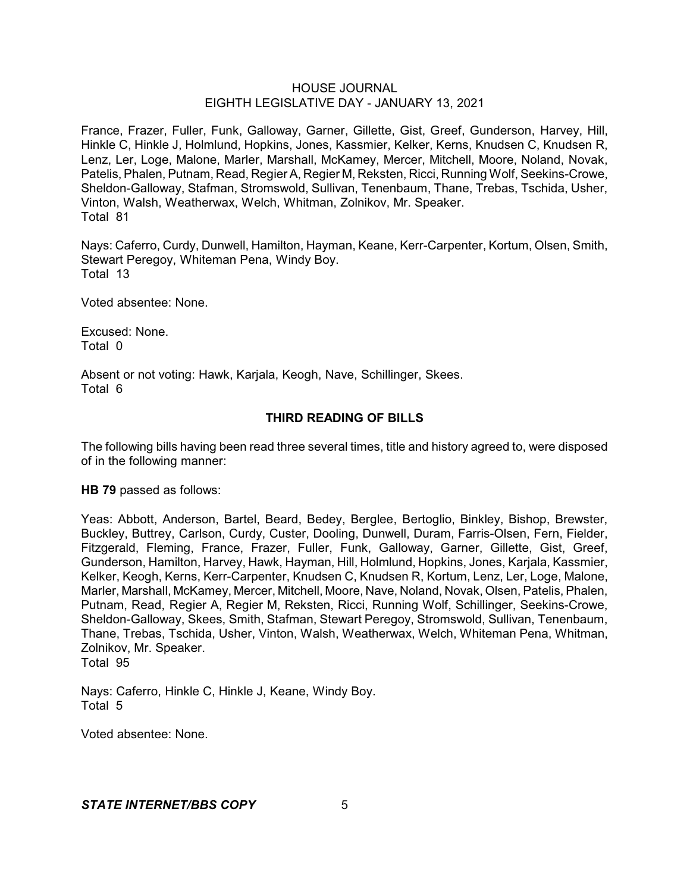France, Frazer, Fuller, Funk, Galloway, Garner, Gillette, Gist, Greef, Gunderson, Harvey, Hill, Hinkle C, Hinkle J, Holmlund, Hopkins, Jones, Kassmier, Kelker, Kerns, Knudsen C, Knudsen R, Lenz, Ler, Loge, Malone, Marler, Marshall, McKamey, Mercer, Mitchell, Moore, Noland, Novak, Patelis, Phalen, Putnam, Read, Regier A, Regier M, Reksten, Ricci, Running Wolf, Seekins-Crowe, Sheldon-Galloway, Stafman, Stromswold, Sullivan, Tenenbaum, Thane, Trebas, Tschida, Usher, Vinton, Walsh, Weatherwax, Welch, Whitman, Zolnikov, Mr. Speaker.
Total 81

Nays: Caferro, Curdy, Dunwell, Hamilton, Hayman, Keane, Kerr-Carpenter, Kortum, Olsen, Smith, Stewart Peregoy, Whiteman Pena, Windy Boy.
Total 13

Voted absentee: None.

Excused: None.
Total 0

Absent or not voting: Hawk, Karjala, Keogh, Nave, Schillinger, Skees.
Total 6

## THIRD READING OF BILLS

The following bills having been read three several times, title and history agreed to, were disposed of in the following manner:

**HB 79** passed as follows:

Yeas: Abbott, Anderson, Bartel, Beard, Bedey, Berglee, Bertoglio, Binkley, Bishop, Brewster, Buckley, Buttrey, Carlson, Curdy, Custer, Dooling, Dunwell, Duram, Farris-Olsen, Fern, Fielder, Fitzgerald, Fleming, France, Frazer, Fuller, Funk, Galloway, Garner, Gillette, Gist, Greef, Gunderson, Hamilton, Harvey, Hawk, Hayman, Hill, Holmlund, Hopkins, Jones, Karjala, Kassmier, Kelker, Keogh, Kerns, Kerr-Carpenter, Knudsen C, Knudsen R, Kortum, Lenz, Ler, Loge, Malone, Marler, Marshall, McKamey, Mercer, Mitchell, Moore, Nave, Noland, Novak, Olsen, Patelis, Phalen, Putnam, Read, Regier A, Regier M, Reksten, Ricci, Running Wolf, Schillinger, Seekins-Crowe, Sheldon-Galloway, Skees, Smith, Stafman, Stewart Peregoy, Stromswold, Sullivan, Tenenbaum, Thane, Trebas, Tschida, Usher, Vinton, Walsh, Weatherwax, Welch, Whiteman Pena, Whitman, Zolnikov, Mr. Speaker.
Total 95

Nays: Caferro, Hinkle C, Hinkle J, Keane, Windy Boy.
Total 5

Voted absentee: None.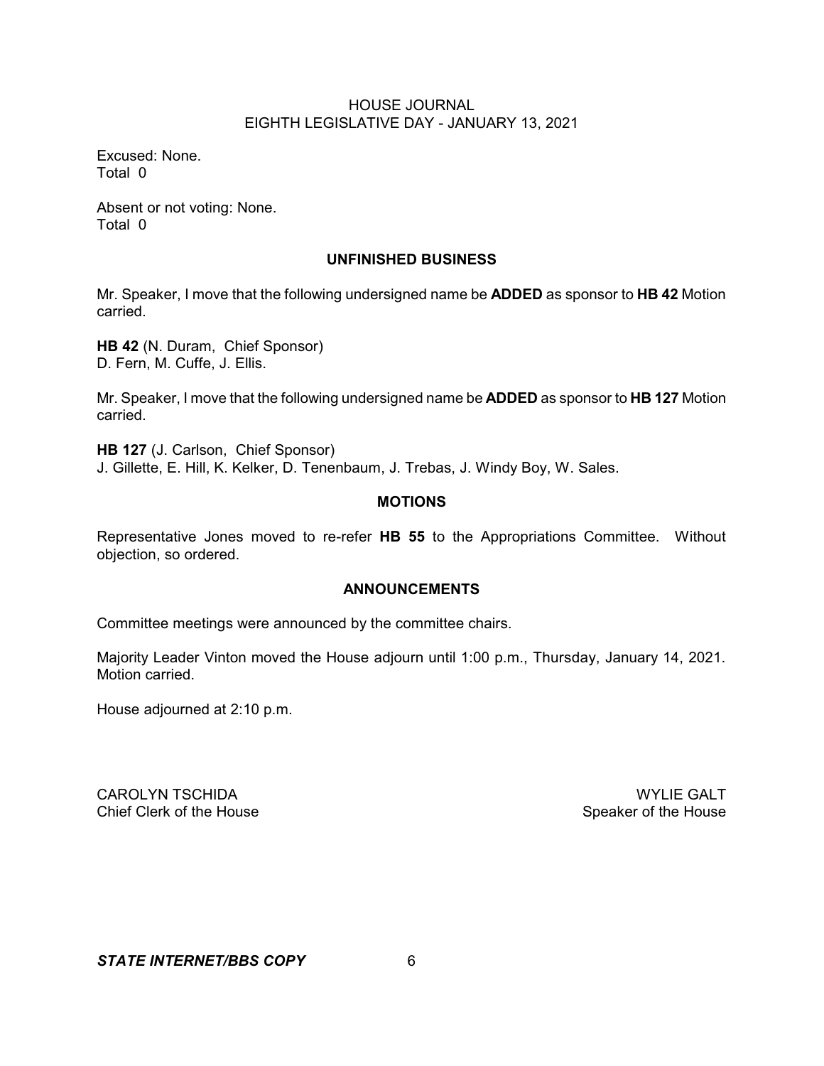Excused: None.
Total 0

Absent or not voting: None.
Total 0

## UNFINISHED BUSINESS

Mr. Speaker, I move that the following undersigned name be **ADDED** as sponsor to **HB 42** Motion carried.

**HB 42** (N. Duram, Chief Sponsor)
D. Fern, M. Cuffe, J. Ellis.

Mr. Speaker, I move that the following undersigned name be **ADDED** as sponsor to **HB 127** Motion carried.

**HB 127** (J. Carlson, Chief Sponsor)
J. Gillette, E. Hill, K. Kelker, D. Tenenbaum, J. Trebas, J. Windy Boy, W. Sales.

## MOTIONS

Representative Jones moved to re-refer **HB 55** to the Appropriations Committee. Without objection, so ordered.

## ANNOUNCEMENTS

Committee meetings were announced by the committee chairs.

Majority Leader Vinton moved the House adjourn until 1:00 p.m., Thursday, January 14, 2021. Motion carried.

House adjourned at 2:10 p.m.

CAROLYN TSCHIDA
Chief Clerk of the House

WYLIE GALT
Speaker of the House